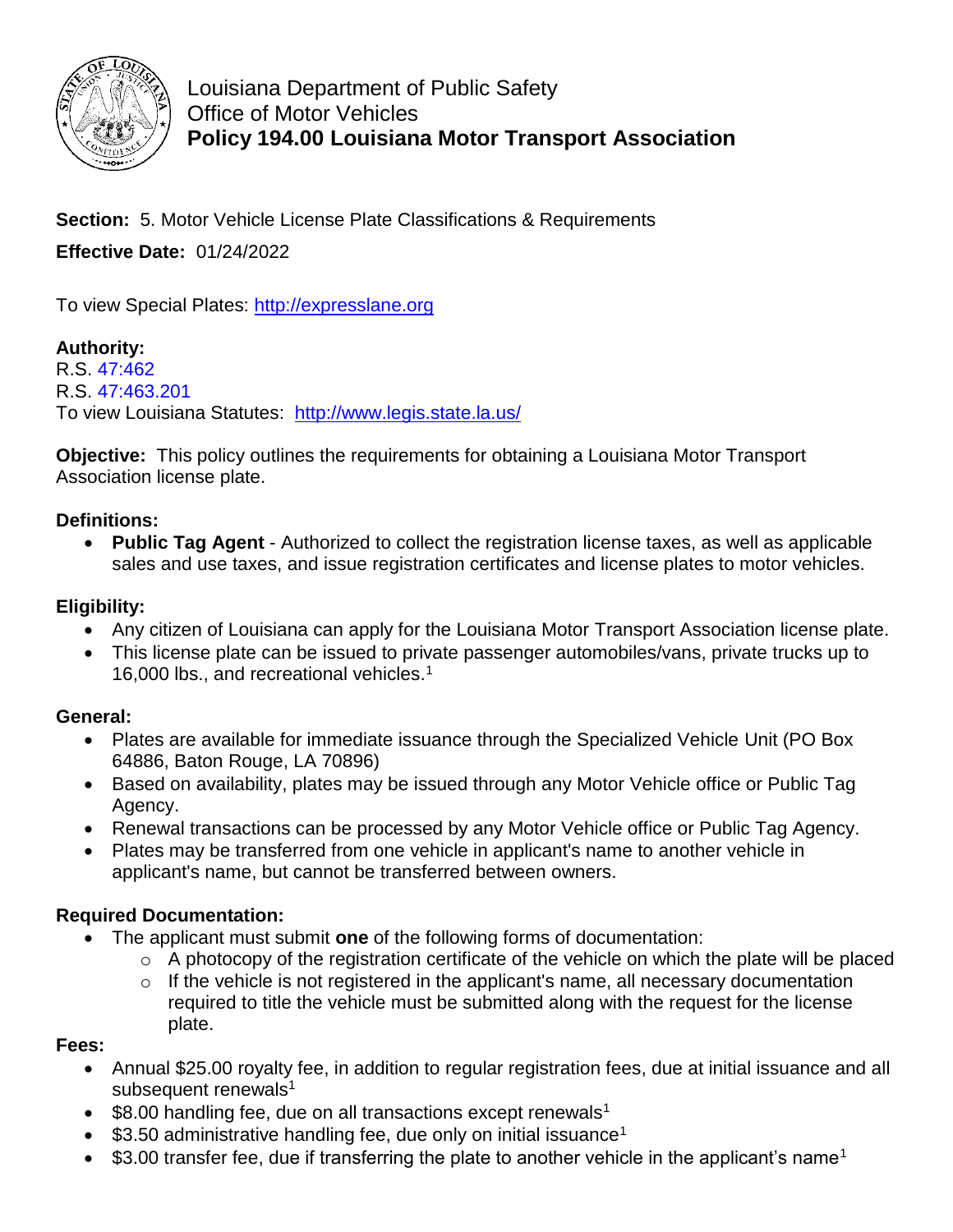Louisiana Department of Public Safety
Office of Motor Vehicles
**Policy 194.00 Louisiana Motor Transport Association**

**Section:** 5. Motor Vehicle License Plate Classifications & Requirements

**Effective Date:** 01/24/2022

To view Special Plates: http://expresslane.org

**Authority:**
R.S. 47:462
R.S. 47:463.201
To view Louisiana Statutes: http://www.legis.state.la.us/

**Objective:** This policy outlines the requirements for obtaining a Louisiana Motor Transport Association license plate.

**Definitions:**

- **Public Tag Agent** - Authorized to collect the registration license taxes, as well as applicable sales and use taxes, and issue registration certificates and license plates to motor vehicles.

**Eligibility:**

- Any citizen of Louisiana can apply for the Louisiana Motor Transport Association license plate.
- This license plate can be issued to private passenger automobiles/vans, private trucks up to 16,000 lbs., and recreational vehicles.[1]

**General:**

- Plates are available for immediate issuance through the Specialized Vehicle Unit (PO Box 64886, Baton Rouge, LA 70896)
- Based on availability, plates may be issued through any Motor Vehicle office or Public Tag Agency.
- Renewal transactions can be processed by any Motor Vehicle office or Public Tag Agency.
- Plates may be transferred from one vehicle in applicant's name to another vehicle in applicant's name, but cannot be transferred between owners.

**Required Documentation:**

- The applicant must submit **one** of the following forms of documentation:
  - A photocopy of the registration certificate of the vehicle on which the plate will be placed
  - If the vehicle is not registered in the applicant's name, all necessary documentation required to title the vehicle must be submitted along with the request for the license plate.

**Fees:**

- Annual $25.00 royalty fee, in addition to regular registration fees, due at initial issuance and all subsequent renewals[1]
- $8.00 handling fee, due on all transactions except renewals[1]
- $3.50 administrative handling fee, due only on initial issuance[1]
- $3.00 transfer fee, due if transferring the plate to another vehicle in the applicant's name[1]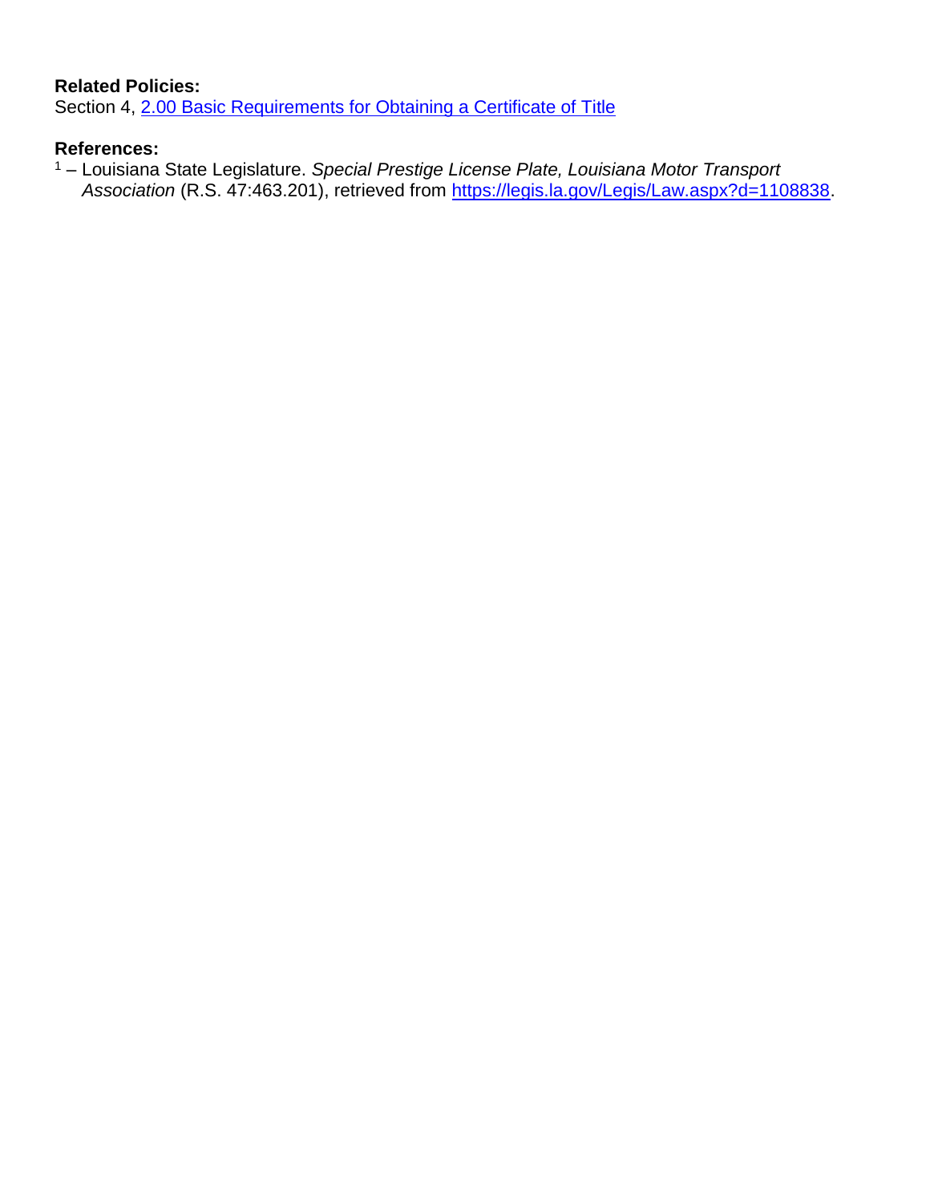**Related Policies:**
Section 4, [2.00 Basic Requirements for Obtaining a Certificate of Title]()

**References:**

[1] – Louisiana State Legislature. *Special Prestige License Plate, Louisiana Motor Transport Association* (R.S. 47:463.201), retrieved from [https://legis.la.gov/Legis/Law.aspx?d=1108838](https://legis.la.gov/Legis/Law.aspx?d=1108838).